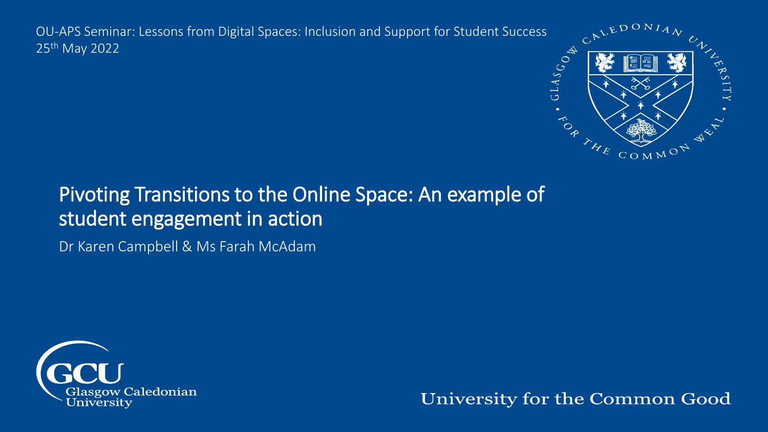OU-APS Seminar: Lessons from Digital Spaces: Inclusion and Support for Student Success
25th May 2022

# Pivoting Transitions to the Online Space: An example of student engagement in action

Dr Karen Campbell & Ms Farah McAdam

University for the Common Good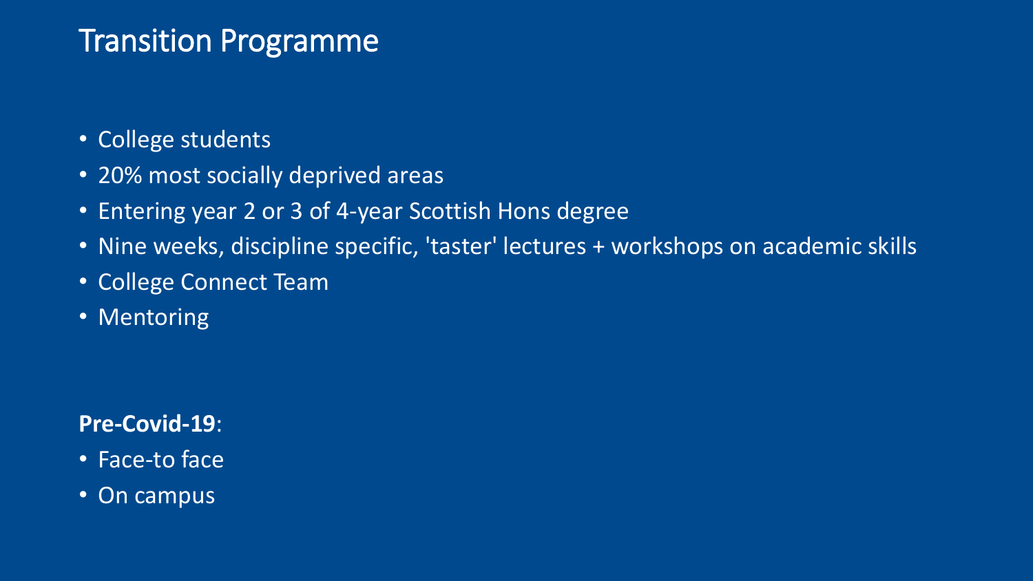# Transition Programme

- College students
- 20% most socially deprived areas
- Entering year 2 or 3 of 4-year Scottish Hons degree
- Nine weeks, discipline specific, 'taster' lectures + workshops on academic skills
- College Connect Team
- Mentoring

**Pre-Covid-19**:

- Face-to face
- On campus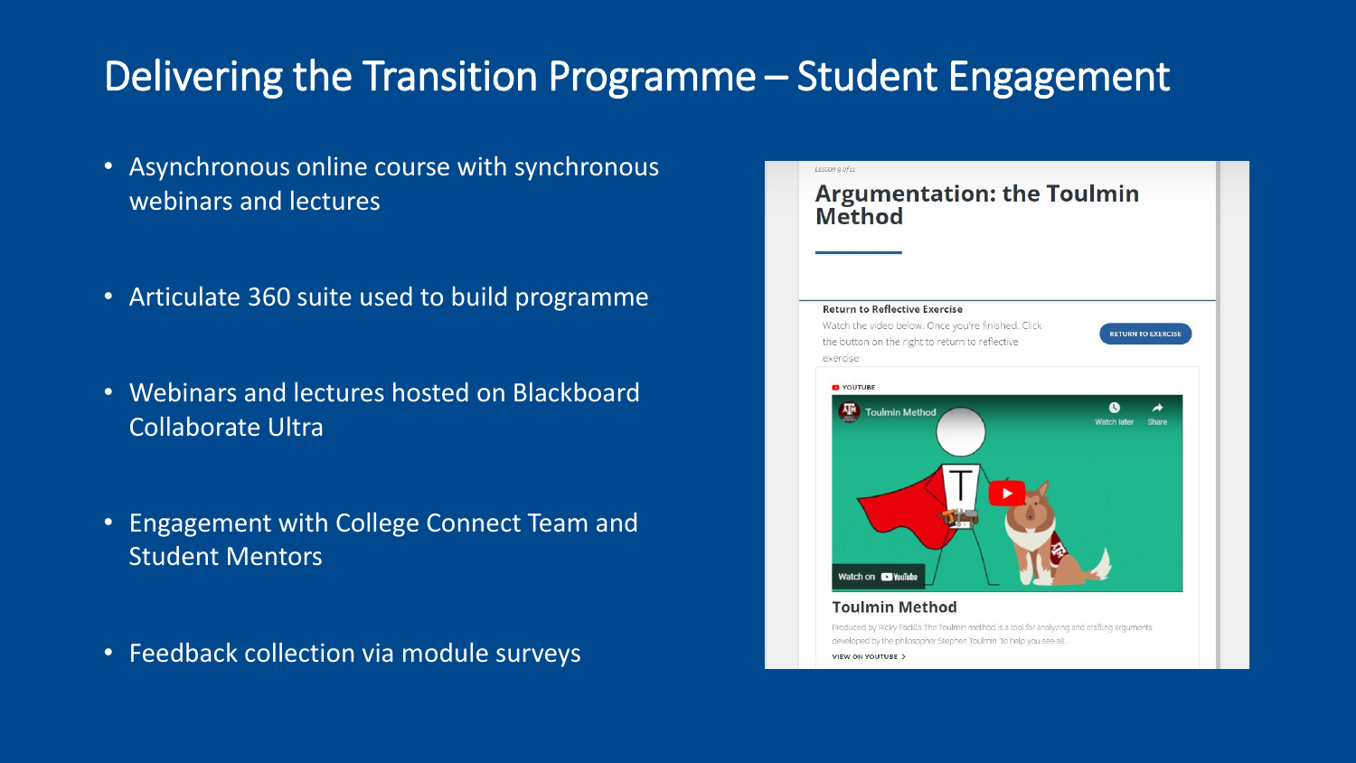# Delivering the Transition Programme – Student Engagement

- Asynchronous online course with synchronous webinars and lectures
- Articulate 360 suite used to build programme
- Webinars and lectures hosted on Blackboard Collaborate Ultra
- Engagement with College Connect Team and Student Mentors
- Feedback collection via module surveys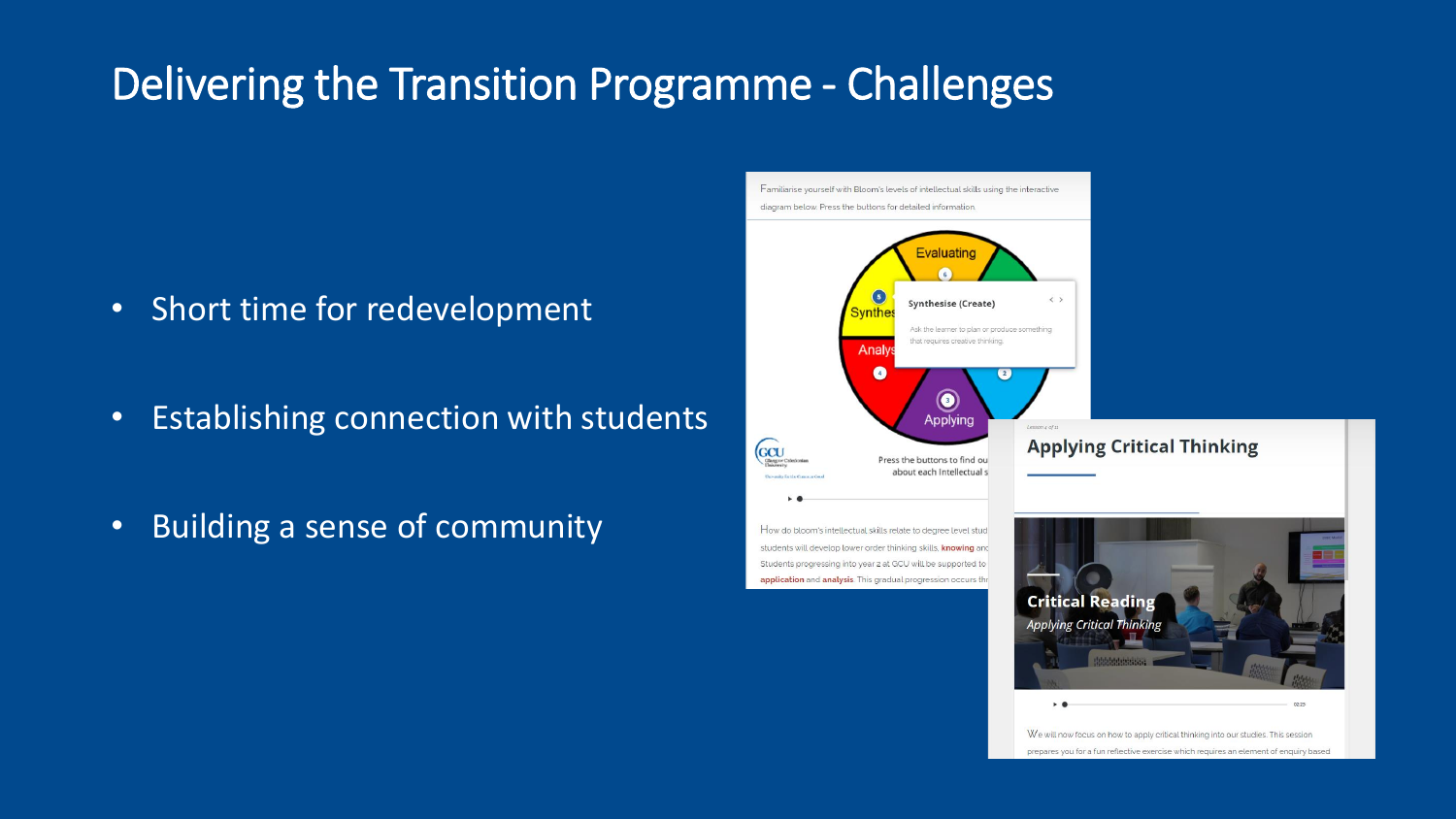# Delivering the Transition Programme - Challenges

- Short time for redevelopment
- Establishing connection with students
- Building a sense of community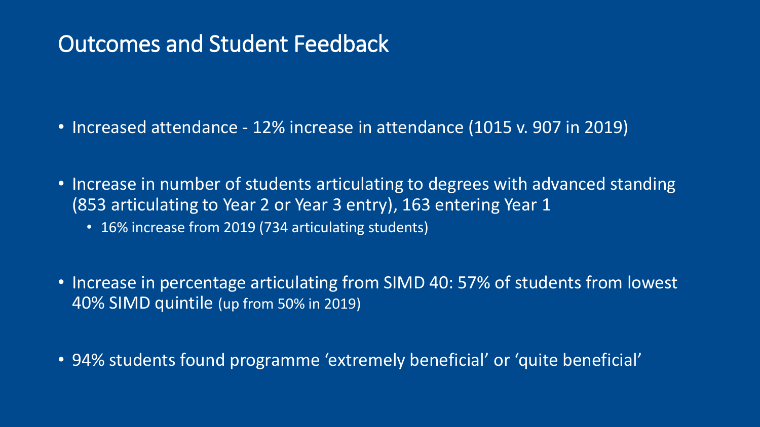# Outcomes and Student Feedback

- Increased attendance - 12% increase in attendance (1015 v. 907 in 2019)
- Increase in number of students articulating to degrees with advanced standing (853 articulating to Year 2 or Year 3 entry), 163 entering Year 1
  - 16% increase from 2019 (734 articulating students)
- Increase in percentage articulating from SIMD 40: 57% of students from lowest 40% SIMD quintile (up from 50% in 2019)
- 94% students found programme 'extremely beneficial' or 'quite beneficial'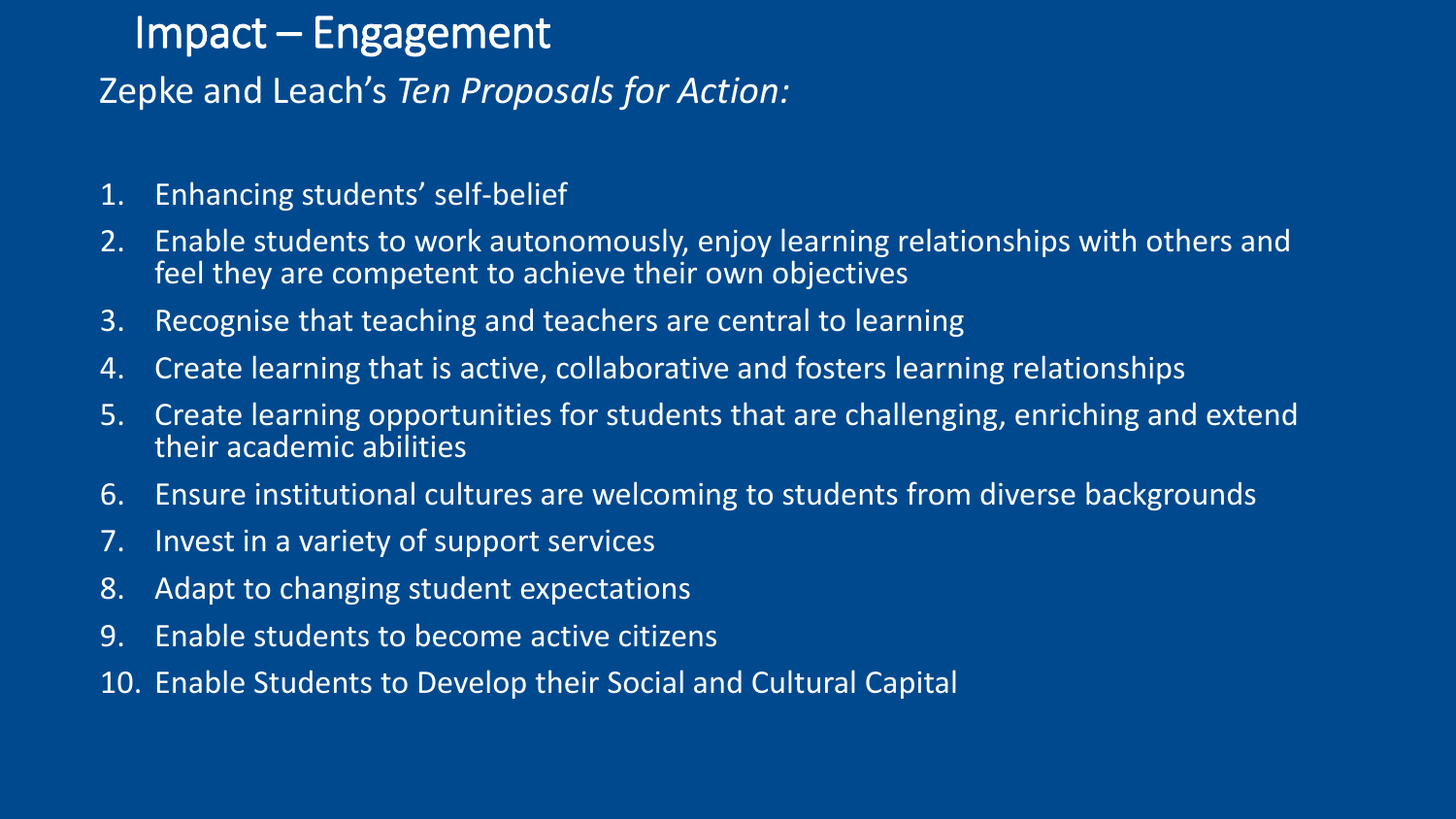# Impact – Engagement

Zepke and Leach's *Ten Proposals for Action:*

1. Enhancing students' self-belief
2. Enable students to work autonomously, enjoy learning relationships with others and feel they are competent to achieve their own objectives
3. Recognise that teaching and teachers are central to learning
4. Create learning that is active, collaborative and fosters learning relationships
5. Create learning opportunities for students that are challenging, enriching and extend their academic abilities
6. Ensure institutional cultures are welcoming to students from diverse backgrounds
7. Invest in a variety of support services
8. Adapt to changing student expectations
9. Enable students to become active citizens
10. Enable Students to Develop their Social and Cultural Capital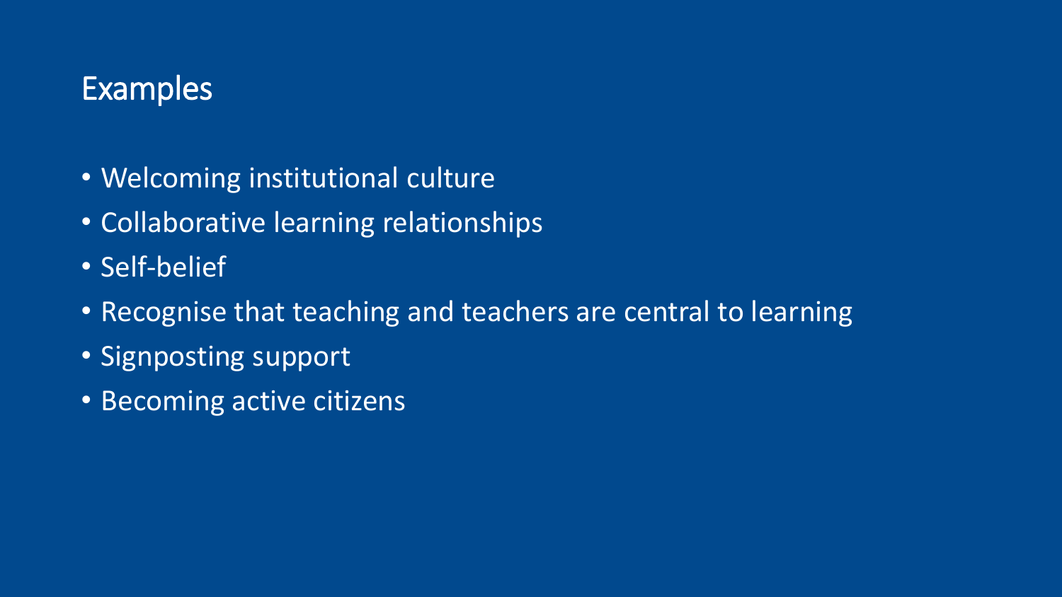# Examples

- Welcoming institutional culture
- Collaborative learning relationships
- Self-belief
- Recognise that teaching and teachers are central to learning
- Signposting support
- Becoming active citizens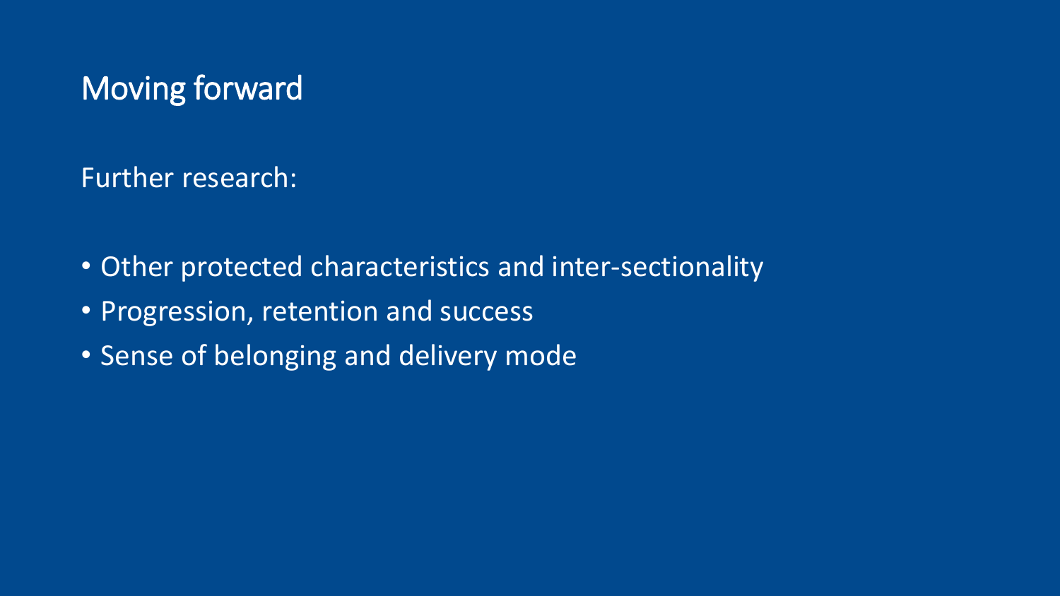# Moving forward

Further research:

- Other protected characteristics and inter-sectionality
- Progression, retention and success
- Sense of belonging and delivery mode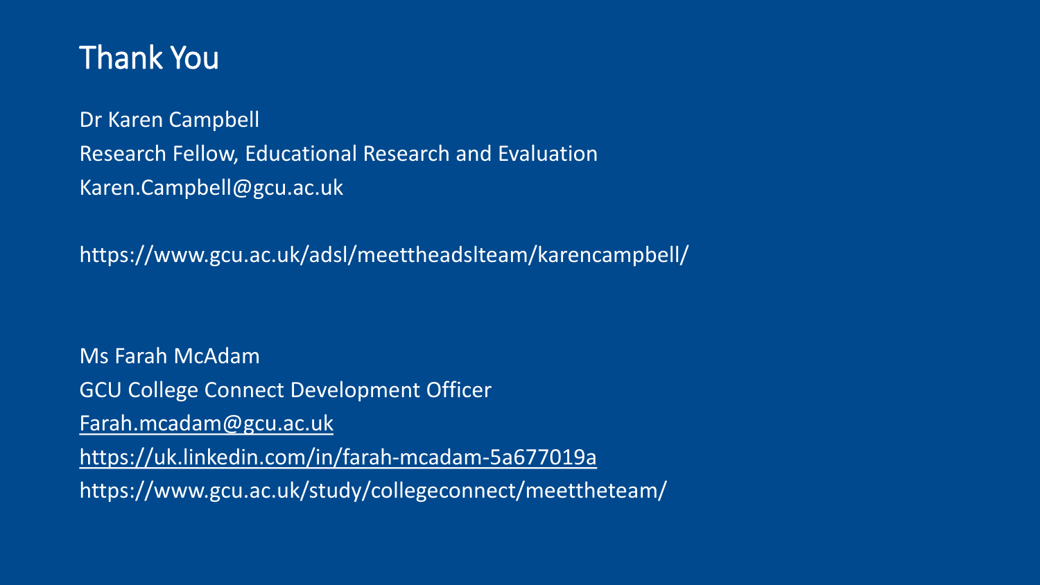# Thank You

Dr Karen Campbell

Research Fellow, Educational Research and Evaluation

Karen.Campbell@gcu.ac.uk

https://www.gcu.ac.uk/adsl/meettheadslteam/karencampbell/

Ms Farah McAdam

GCU College Connect Development Officer

Farah.mcadam@gcu.ac.uk

https://uk.linkedin.com/in/farah-mcadam-5a677019a

https://www.gcu.ac.uk/study/collegeconnect/meettheteam/